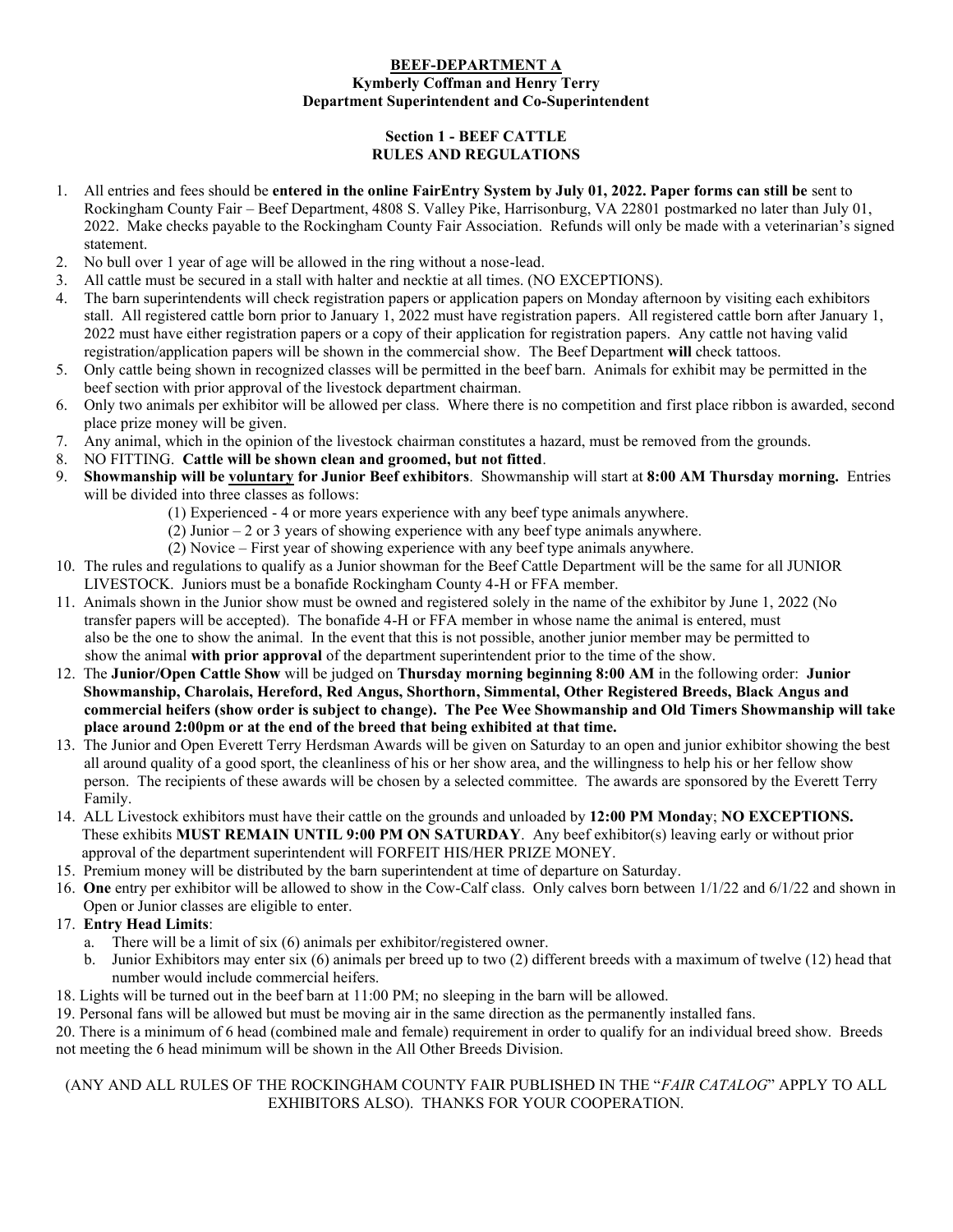# BEEF-DEPARTMENT A

**Kymberly Coffman and Henry Terry**
**Department Superintendent and Co-Superintendent**

## Section 1 - BEEF CATTLE
## RULES AND REGULATIONS

1. All entries and fees should be **entered in the online FairEntry System by July 01, 2022. Paper forms can still be** sent to Rockingham County Fair – Beef Department, 4808 S. Valley Pike, Harrisonburg, VA 22801 postmarked no later than July 01, 2022. Make checks payable to the Rockingham County Fair Association. Refunds will only be made with a veterinarian's signed statement.
2. No bull over 1 year of age will be allowed in the ring without a nose-lead.
3. All cattle must be secured in a stall with halter and necktie at all times. (NO EXCEPTIONS).
4. The barn superintendents will check registration papers or application papers on Monday afternoon by visiting each exhibitors stall. All registered cattle born prior to January 1, 2022 must have registration papers. All registered cattle born after January 1, 2022 must have either registration papers or a copy of their application for registration papers. Any cattle not having valid registration/application papers will be shown in the commercial show. The Beef Department **will** check tattoos.
5. Only cattle being shown in recognized classes will be permitted in the beef barn. Animals for exhibit may be permitted in the beef section with prior approval of the livestock department chairman.
6. Only two animals per exhibitor will be allowed per class. Where there is no competition and first place ribbon is awarded, second place prize money will be given.
7. Any animal, which in the opinion of the livestock chairman constitutes a hazard, must be removed from the grounds.
8. NO FITTING. **Cattle will be shown clean and groomed, but not fitted**.
9. **Showmanship will be <u>voluntary</u> for Junior Beef exhibitors**. Showmanship will start at **8:00 AM Thursday morning.** Entries will be divided into three classes as follows:
   - (1) Experienced - 4 or more years experience with any beef type animals anywhere.
   - (2) Junior – 2 or 3 years of showing experience with any beef type animals anywhere.
   - (2) Novice – First year of showing experience with any beef type animals anywhere.
10. The rules and regulations to qualify as a Junior showman for the Beef Cattle Department will be the same for all JUNIOR LIVESTOCK. Juniors must be a bonafide Rockingham County 4-H or FFA member.
11. Animals shown in the Junior show must be owned and registered solely in the name of the exhibitor by June 1, 2022 (No transfer papers will be accepted). The bonafide 4-H or FFA member in whose name the animal is entered, must also be the one to show the animal. In the event that this is not possible, another junior member may be permitted to show the animal **with prior approval** of the department superintendent prior to the time of the show.
12. The **Junior/Open Cattle Show** will be judged on **Thursday morning beginning 8:00 AM** in the following order: **Junior Showmanship, Charolais, Hereford, Red Angus, Shorthorn, Simmental, Other Registered Breeds, Black Angus and commercial heifers (show order is subject to change). The Pee Wee Showmanship and Old Timers Showmanship will take place around 2:00pm or at the end of the breed that being exhibited at that time.**
13. The Junior and Open Everett Terry Herdsman Awards will be given on Saturday to an open and junior exhibitor showing the best all around quality of a good sport, the cleanliness of his or her show area, and the willingness to help his or her fellow show person. The recipients of these awards will be chosen by a selected committee. The awards are sponsored by the Everett Terry Family.
14. ALL Livestock exhibitors must have their cattle on the grounds and unloaded by **12:00 PM Monday**; **NO EXCEPTIONS.** These exhibits **MUST REMAIN UNTIL 9:00 PM ON SATURDAY**. Any beef exhibitor(s) leaving early or without prior approval of the department superintendent will FORFEIT HIS/HER PRIZE MONEY.
15. Premium money will be distributed by the barn superintendent at time of departure on Saturday.
16. **One** entry per exhibitor will be allowed to show in the Cow-Calf class. Only calves born between 1/1/22 and 6/1/22 and shown in Open or Junior classes are eligible to enter.
17. **Entry Head Limits**:
    a. There will be a limit of six (6) animals per exhibitor/registered owner.
    b. Junior Exhibitors may enter six (6) animals per breed up to two (2) different breeds with a maximum of twelve (12) head that number would include commercial heifers.
18. Lights will be turned out in the beef barn at 11:00 PM; no sleeping in the barn will be allowed.
19. Personal fans will be allowed but must be moving air in the same direction as the permanently installed fans.
20. There is a minimum of 6 head (combined male and female) requirement in order to qualify for an individual breed show. Breeds not meeting the 6 head minimum will be shown in the All Other Breeds Division.

(ANY AND ALL RULES OF THE ROCKINGHAM COUNTY FAIR PUBLISHED IN THE "*FAIR CATALOG*" APPLY TO ALL EXHIBITORS ALSO). THANKS FOR YOUR COOPERATION.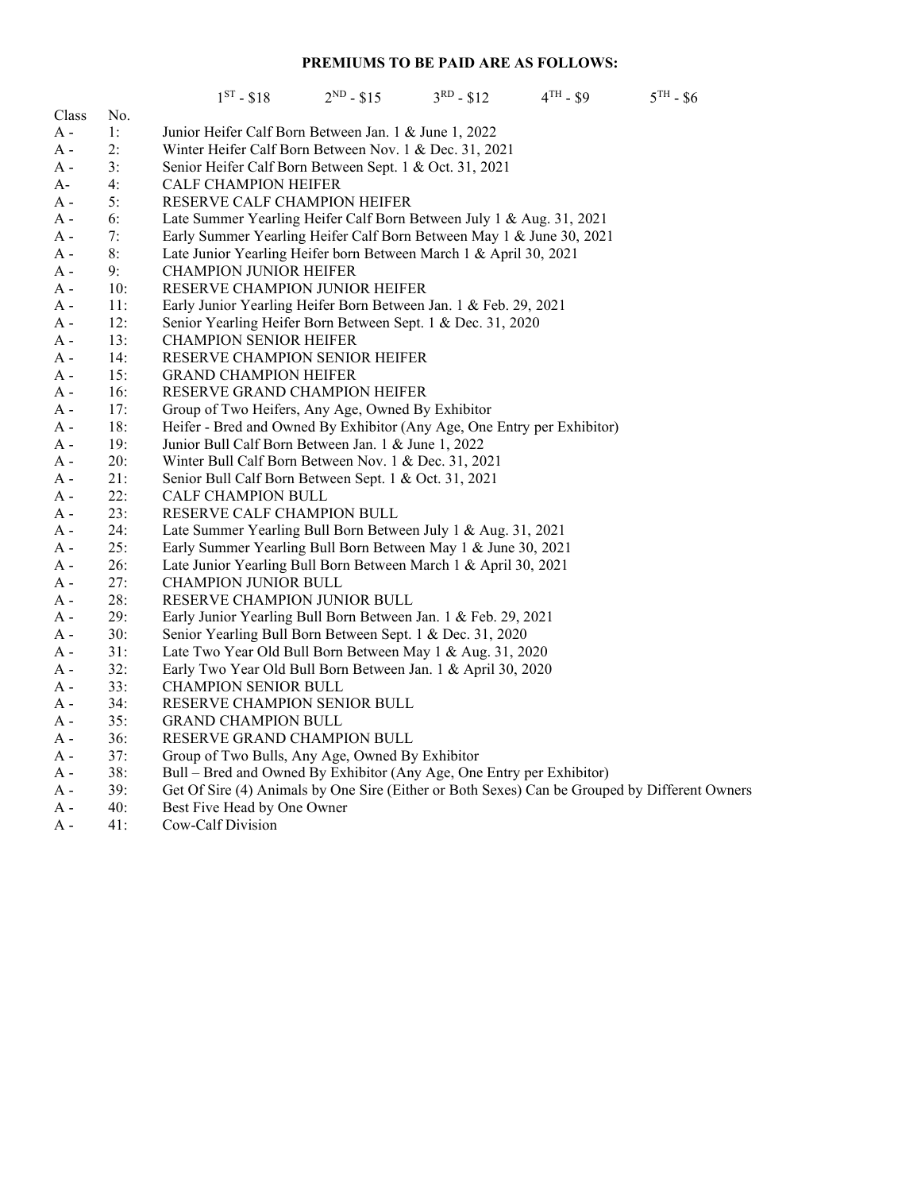**PREMIUMS TO BE PAID ARE AS FOLLOWS:**

1ST - $18 &nbsp;&nbsp;&nbsp; 2ND - $15 &nbsp;&nbsp;&nbsp; 3RD - $12 &nbsp;&nbsp;&nbsp; 4TH - $9 &nbsp;&nbsp;&nbsp; 5TH - $6

| Class | No. | |
|---|---|---|
| A - | 1: | Junior Heifer Calf Born Between Jan. 1 & June 1, 2022 |
| A - | 2: | Winter Heifer Calf Born Between Nov. 1 & Dec. 31, 2021 |
| A - | 3: | Senior Heifer Calf Born Between Sept. 1 & Oct. 31, 2021 |
| A- | 4: | CALF CHAMPION HEIFER |
| A - | 5: | RESERVE CALF CHAMPION HEIFER |
| A - | 6: | Late Summer Yearling Heifer Calf Born Between July 1 & Aug. 31, 2021 |
| A - | 7: | Early Summer Yearling Heifer Calf Born Between May 1 & June 30, 2021 |
| A - | 8: | Late Junior Yearling Heifer born Between March 1 & April 30, 2021 |
| A - | 9: | CHAMPION JUNIOR HEIFER |
| A - | 10: | RESERVE CHAMPION JUNIOR HEIFER |
| A - | 11: | Early Junior Yearling Heifer Born Between Jan. 1 & Feb. 29, 2021 |
| A - | 12: | Senior Yearling Heifer Born Between Sept. 1 & Dec. 31, 2020 |
| A - | 13: | CHAMPION SENIOR HEIFER |
| A - | 14: | RESERVE CHAMPION SENIOR HEIFER |
| A - | 15: | GRAND CHAMPION HEIFER |
| A - | 16: | RESERVE GRAND CHAMPION HEIFER |
| A - | 17: | Group of Two Heifers, Any Age, Owned By Exhibitor |
| A - | 18: | Heifer - Bred and Owned By Exhibitor (Any Age, One Entry per Exhibitor) |
| A - | 19: | Junior Bull Calf Born Between Jan. 1 & June 1, 2022 |
| A - | 20: | Winter Bull Calf Born Between Nov. 1 & Dec. 31, 2021 |
| A - | 21: | Senior Bull Calf Born Between Sept. 1 & Oct. 31, 2021 |
| A - | 22: | CALF CHAMPION BULL |
| A - | 23: | RESERVE CALF CHAMPION BULL |
| A - | 24: | Late Summer Yearling Bull Born Between July 1 & Aug. 31, 2021 |
| A - | 25: | Early Summer Yearling Bull Born Between May 1 & June 30, 2021 |
| A - | 26: | Late Junior Yearling Bull Born Between March 1 & April 30, 2021 |
| A - | 27: | CHAMPION JUNIOR BULL |
| A - | 28: | RESERVE CHAMPION JUNIOR BULL |
| A - | 29: | Early Junior Yearling Bull Born Between Jan. 1 & Feb. 29, 2021 |
| A - | 30: | Senior Yearling Bull Born Between Sept. 1 & Dec. 31, 2020 |
| A - | 31: | Late Two Year Old Bull Born Between May 1 & Aug. 31, 2020 |
| A - | 32: | Early Two Year Old Bull Born Between Jan. 1 & April 30, 2020 |
| A - | 33: | CHAMPION SENIOR BULL |
| A - | 34: | RESERVE CHAMPION SENIOR BULL |
| A - | 35: | GRAND CHAMPION BULL |
| A - | 36: | RESERVE GRAND CHAMPION BULL |
| A - | 37: | Group of Two Bulls, Any Age, Owned By Exhibitor |
| A - | 38: | Bull – Bred and Owned By Exhibitor (Any Age, One Entry per Exhibitor) |
| A - | 39: | Get Of Sire (4) Animals by One Sire (Either or Both Sexes) Can be Grouped by Different Owners |
| A - | 40: | Best Five Head by One Owner |
| A - | 41: | Cow-Calf Division |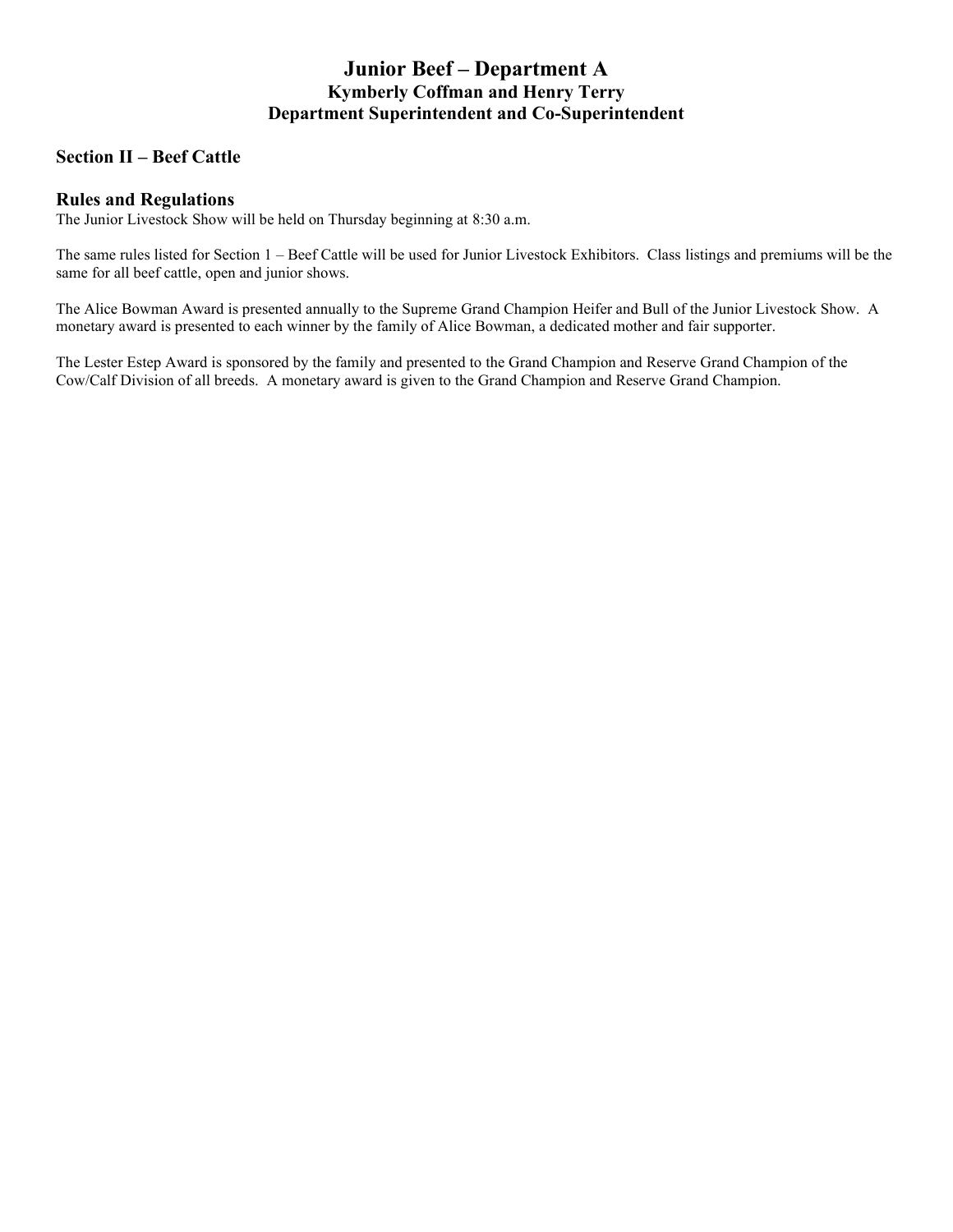# Junior Beef – Department A

### Kymberly Coffman and Henry Terry
### Department Superintendent and Co-Superintendent

## Section II – Beef Cattle

## Rules and Regulations

The Junior Livestock Show will be held on Thursday beginning at 8:30 a.m.

The same rules listed for Section 1 – Beef Cattle will be used for Junior Livestock Exhibitors. Class listings and premiums will be the same for all beef cattle, open and junior shows.

The Alice Bowman Award is presented annually to the Supreme Grand Champion Heifer and Bull of the Junior Livestock Show. A monetary award is presented to each winner by the family of Alice Bowman, a dedicated mother and fair supporter.

The Lester Estep Award is sponsored by the family and presented to the Grand Champion and Reserve Grand Champion of the Cow/Calf Division of all breeds. A monetary award is given to the Grand Champion and Reserve Grand Champion.